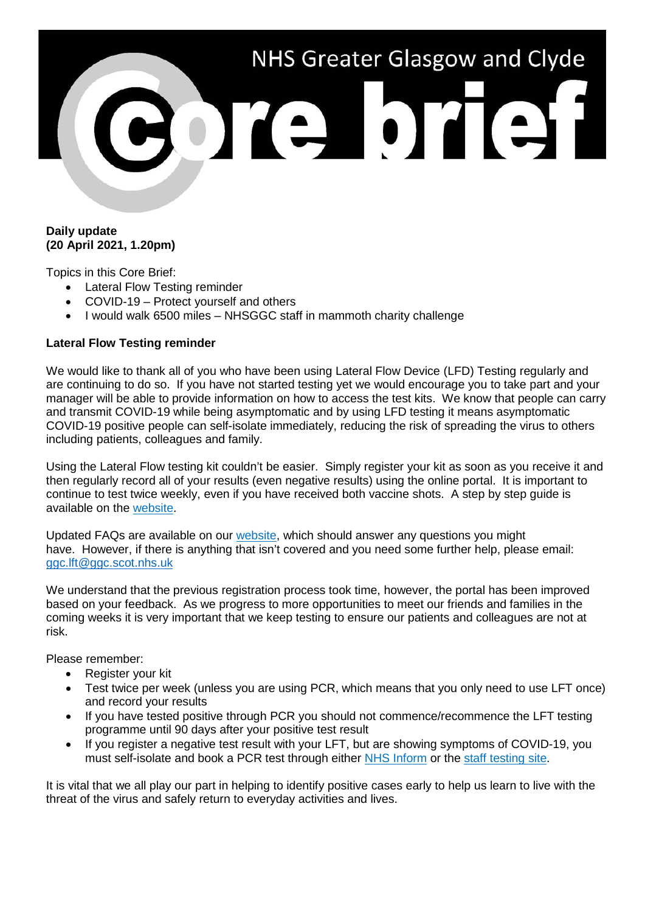NHS Greater Glasgow and Clyde

# Core brief

**Daily update**
**(20 April 2021, 1.20pm)**

Topics in this Core Brief:

- Lateral Flow Testing reminder
- COVID-19 – Protect yourself and others
- I would walk 6500 miles – NHSGGC staff in mammoth charity challenge

**Lateral Flow Testing reminder**

We would like to thank all of you who have been using Lateral Flow Device (LFD) Testing regularly and are continuing to do so. If you have not started testing yet we would encourage you to take part and your manager will be able to provide information on how to access the test kits. We know that people can carry and transmit COVID-19 while being asymptomatic and by using LFD testing it means asymptomatic COVID-19 positive people can self-isolate immediately, reducing the risk of spreading the virus to others including patients, colleagues and family.

Using the Lateral Flow testing kit couldn't be easier. Simply register your kit as soon as you receive it and then regularly record all of your results (even negative results) using the online portal. It is important to continue to test twice weekly, even if you have received both vaccine shots. A step by step guide is available on the website.

Updated FAQs are available on our website, which should answer any questions you might have. However, if there is anything that isn't covered and you need some further help, please email: ggc.lft@ggc.scot.nhs.uk

We understand that the previous registration process took time, however, the portal has been improved based on your feedback. As we progress to more opportunities to meet our friends and families in the coming weeks it is very important that we keep testing to ensure our patients and colleagues are not at risk.

Please remember:

- Register your kit
- Test twice per week (unless you are using PCR, which means that you only need to use LFT once) and record your results
- If you have tested positive through PCR you should not commence/recommence the LFT testing programme until 90 days after your positive test result
- If you register a negative test result with your LFT, but are showing symptoms of COVID-19, you must self-isolate and book a PCR test through either NHS Inform or the staff testing site.

It is vital that we all play our part in helping to identify positive cases early to help us learn to live with the threat of the virus and safely return to everyday activities and lives.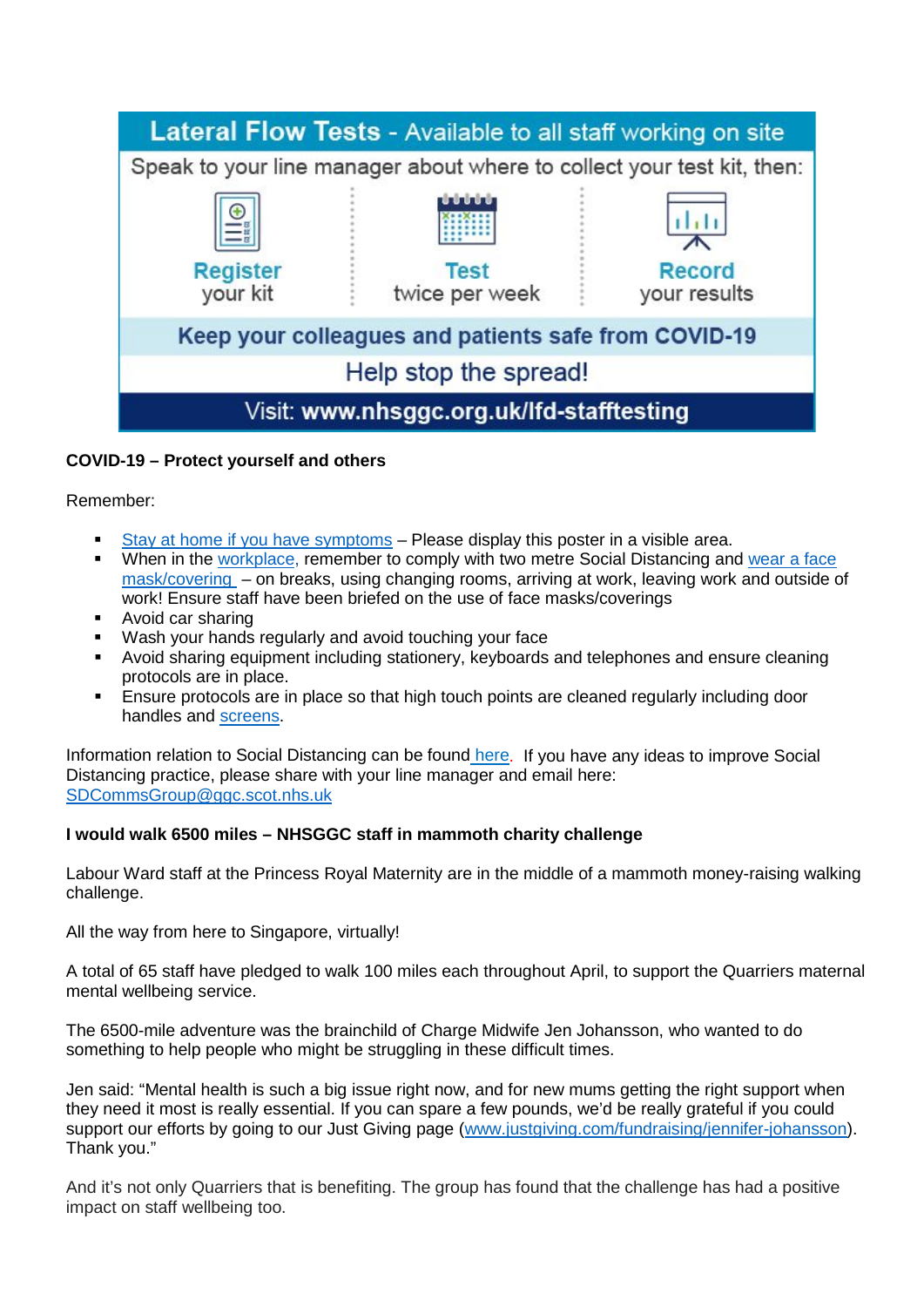**Lateral Flow Tests** - Available to all staff working on site

Speak to your line manager about where to collect your test kit, then:

**Register** your kit | **Test** twice per week | **Record** your results

**Keep your colleagues and patients safe from COVID-19**

Help stop the spread!

Visit: **www.nhsggc.org.uk/lfd-stafftesting**

**COVID-19 – Protect yourself and others**

Remember:

- Stay at home if you have symptoms – Please display this poster in a visible area.
- When in the workplace, remember to comply with two metre Social Distancing and wear a face mask/covering – on breaks, using changing rooms, arriving at work, leaving work and outside of work! Ensure staff have been briefed on the use of face masks/coverings
- Avoid car sharing
- Wash your hands regularly and avoid touching your face
- Avoid sharing equipment including stationery, keyboards and telephones and ensure cleaning protocols are in place.
- Ensure protocols are in place so that high touch points are cleaned regularly including door handles and screens.

Information relation to Social Distancing can be found here. If you have any ideas to improve Social Distancing practice, please share with your line manager and email here: SDCommsGroup@ggc.scot.nhs.uk

**I would walk 6500 miles – NHSGGC staff in mammoth charity challenge**

Labour Ward staff at the Princess Royal Maternity are in the middle of a mammoth money-raising walking challenge.

All the way from here to Singapore, virtually!

A total of 65 staff have pledged to walk 100 miles each throughout April, to support the Quarriers maternal mental wellbeing service.

The 6500-mile adventure was the brainchild of Charge Midwife Jen Johansson, who wanted to do something to help people who might be struggling in these difficult times.

Jen said: "Mental health is such a big issue right now, and for new mums getting the right support when they need it most is really essential. If you can spare a few pounds, we'd be really grateful if you could support our efforts by going to our Just Giving page (www.justgiving.com/fundraising/jennifer-johansson). Thank you."

And it's not only Quarriers that is benefiting. The group has found that the challenge has had a positive impact on staff wellbeing too.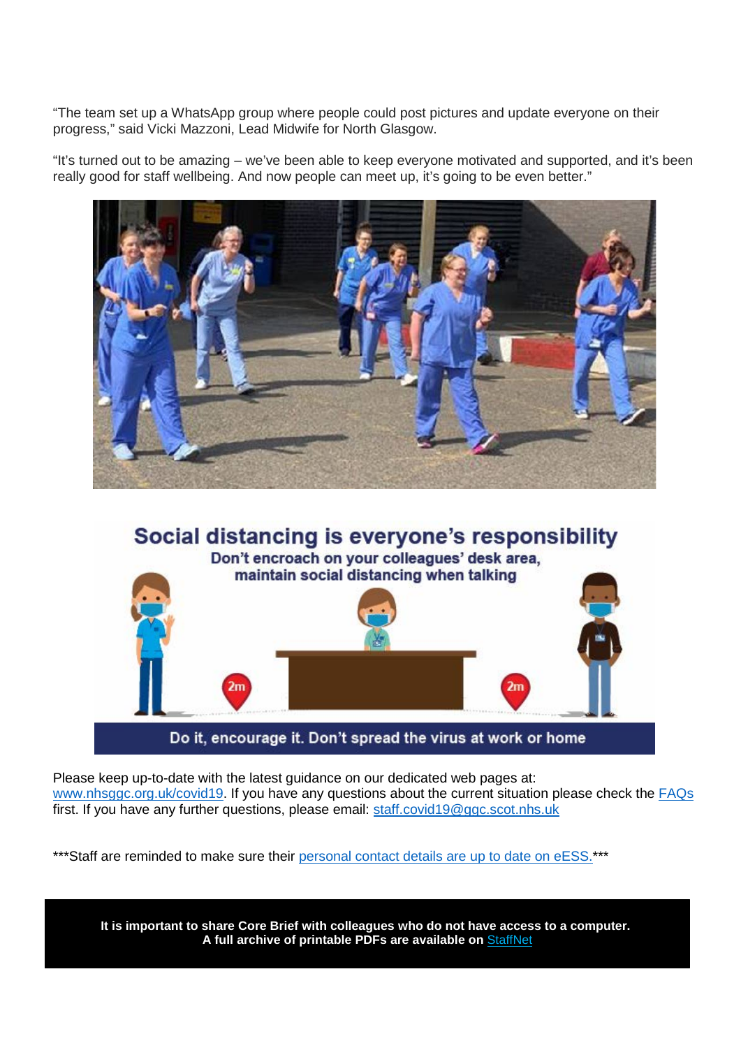"The team set up a WhatsApp group where people could post pictures and update everyone on their progress," said Vicki Mazzoni, Lead Midwife for North Glasgow.

"It's turned out to be amazing – we've been able to keep everyone motivated and supported, and it's been really good for staff wellbeing. And now people can meet up, it's going to be even better."

Please keep up-to-date with the latest guidance on our dedicated web pages at: www.nhsggc.org.uk/covid19. If you have any questions about the current situation please check the FAQs first. If you have any further questions, please email: staff.covid19@ggc.scot.nhs.uk

***Staff are reminded to make sure their personal contact details are up to date on eESS.***

**It is important to share Core Brief with colleagues who do not have access to a computer.**
**A full archive of printable PDFs are available on StaffNet**